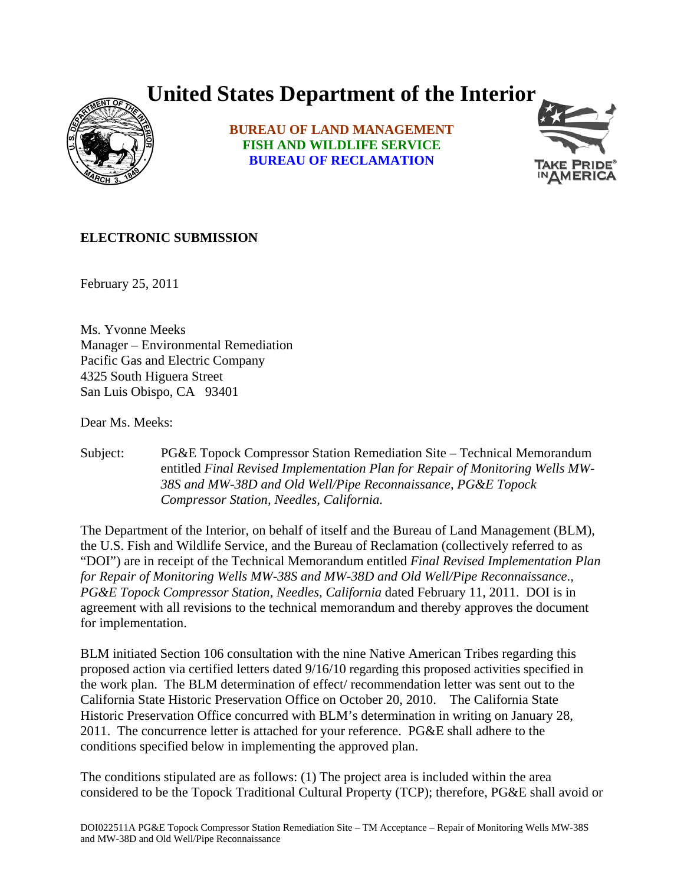# United States Department of the Interior

**BUREAU OF LAND MANAGEMENT**
**FISH AND WILDLIFE SERVICE**
**BUREAU OF RECLAMATION**

**ELECTRONIC SUBMISSION**

February 25, 2011

Ms. Yvonne Meeks
Manager – Environmental Remediation
Pacific Gas and Electric Company
4325 South Higuera Street
San Luis Obispo, CA 93401

Dear Ms. Meeks:

Subject: PG&E Topock Compressor Station Remediation Site – Technical Memorandum entitled *Final Revised Implementation Plan for Repair of Monitoring Wells MW-38S and MW-38D and Old Well/Pipe Reconnaissance, PG&E Topock Compressor Station, Needles, California.*

The Department of the Interior, on behalf of itself and the Bureau of Land Management (BLM), the U.S. Fish and Wildlife Service, and the Bureau of Reclamation (collectively referred to as "DOI") are in receipt of the Technical Memorandum entitled *Final Revised Implementation Plan for Repair of Monitoring Wells MW-38S and MW-38D and Old Well/Pipe Reconnaissance., PG&E Topock Compressor Station, Needles, California* dated February 11, 2011. DOI is in agreement with all revisions to the technical memorandum and thereby approves the document for implementation.

BLM initiated Section 106 consultation with the nine Native American Tribes regarding this proposed action via certified letters dated 9/16/10 regarding this proposed activities specified in the work plan. The BLM determination of effect/ recommendation letter was sent out to the California State Historic Preservation Office on October 20, 2010. The California State Historic Preservation Office concurred with BLM's determination in writing on January 28, 2011. The concurrence letter is attached for your reference. PG&E shall adhere to the conditions specified below in implementing the approved plan.

The conditions stipulated are as follows: (1) The project area is included within the area considered to be the Topock Traditional Cultural Property (TCP); therefore, PG&E shall avoid or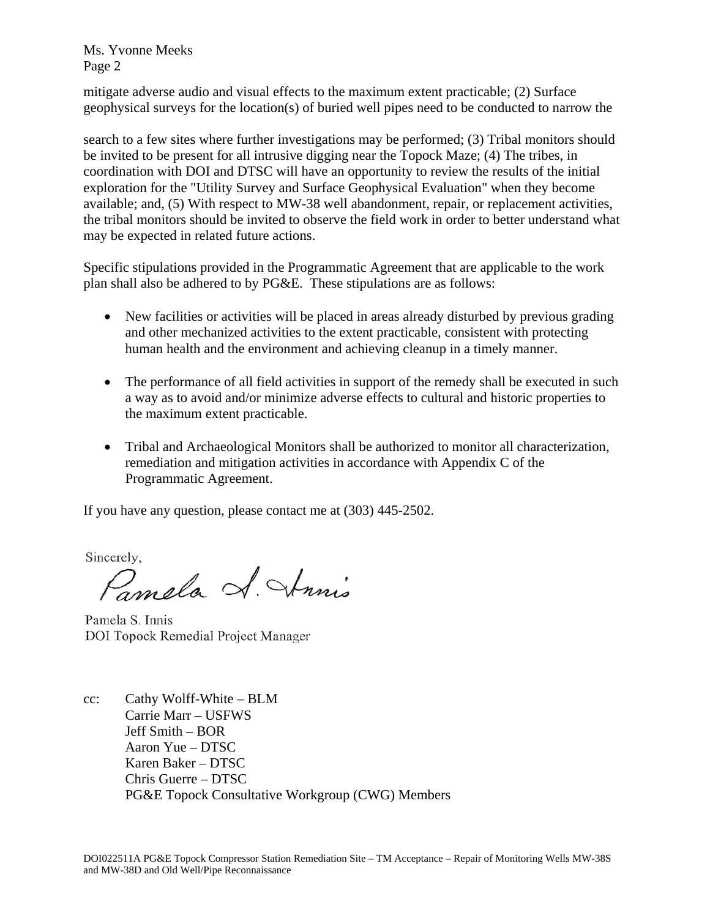mitigate adverse audio and visual effects to the maximum extent practicable; (2) Surface geophysical surveys for the location(s) of buried well pipes need to be conducted to narrow the search to a few sites where further investigations may be performed; (3) Tribal monitors should be invited to be present for all intrusive digging near the Topock Maze; (4) The tribes, in coordination with DOI and DTSC will have an opportunity to review the results of the initial exploration for the "Utility Survey and Surface Geophysical Evaluation" when they become available; and, (5) With respect to MW-38 well abandonment, repair, or replacement activities, the tribal monitors should be invited to observe the field work in order to better understand what may be expected in related future actions.

Specific stipulations provided in the Programmatic Agreement that are applicable to the work plan shall also be adhered to by PG&E. These stipulations are as follows:

- New facilities or activities will be placed in areas already disturbed by previous grading and other mechanized activities to the extent practicable, consistent with protecting human health and the environment and achieving cleanup in a timely manner.

- The performance of all field activities in support of the remedy shall be executed in such a way as to avoid and/or minimize adverse effects to cultural and historic properties to the maximum extent practicable.

- Tribal and Archaeological Monitors shall be authorized to monitor all characterization, remediation and mitigation activities in accordance with Appendix C of the Programmatic Agreement.

If you have any question, please contact me at (303) 445-2502.

Sincerely,

Pamela S. Innis

Pamela S. Innis
DOI Topock Remedial Project Manager

cc: Cathy Wolff-White – BLM
Carrie Marr – USFWS
Jeff Smith – BOR
Aaron Yue – DTSC
Karen Baker – DTSC
Chris Guerre – DTSC
PG&E Topock Consultative Workgroup (CWG) Members

DOI022511A PG&E Topock Compressor Station Remediation Site – TM Acceptance – Repair of Monitoring Wells MW-38S and MW-38D and Old Well/Pipe Reconnaissance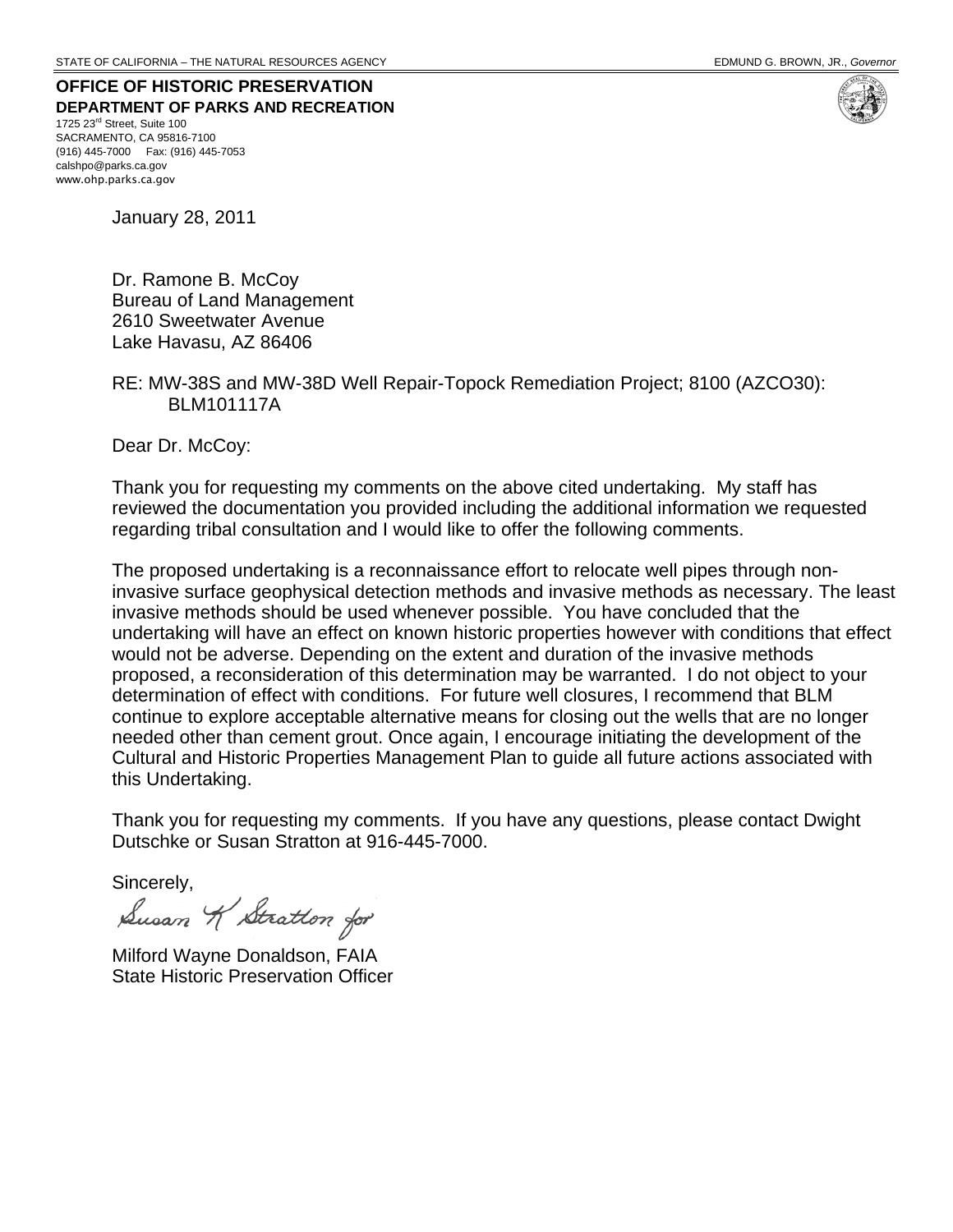STATE OF CALIFORNIA – THE NATURAL RESOURCES AGENCY EDMUND G. BROWN, JR., *Governor*

**OFFICE OF HISTORIC PRESERVATION**
**DEPARTMENT OF PARKS AND RECREATION**
1725 23rd Street, Suite 100
SACRAMENTO, CA 95816-7100
(916) 445-7000 Fax: (916) 445-7053
calshpo@parks.ca.gov
www.ohp.parks.ca.gov

January 28, 2011

Dr. Ramone B. McCoy
Bureau of Land Management
2610 Sweetwater Avenue
Lake Havasu, AZ 86406

RE: MW-38S and MW-38D Well Repair-Topock Remediation Project; 8100 (AZCO30): BLM101117A

Dear Dr. McCoy:

Thank you for requesting my comments on the above cited undertaking. My staff has reviewed the documentation you provided including the additional information we requested regarding tribal consultation and I would like to offer the following comments.

The proposed undertaking is a reconnaissance effort to relocate well pipes through non-invasive surface geophysical detection methods and invasive methods as necessary. The least invasive methods should be used whenever possible. You have concluded that the undertaking will have an effect on known historic properties however with conditions that effect would not be adverse. Depending on the extent and duration of the invasive methods proposed, a reconsideration of this determination may be warranted. I do not object to your determination of effect with conditions. For future well closures, I recommend that BLM continue to explore acceptable alternative means for closing out the wells that are no longer needed other than cement grout. Once again, I encourage initiating the development of the Cultural and Historic Properties Management Plan to guide all future actions associated with this Undertaking.

Thank you for requesting my comments. If you have any questions, please contact Dwight Dutschke or Susan Stratton at 916-445-7000.

Sincerely,

Susan K Stratton for

Milford Wayne Donaldson, FAIA
State Historic Preservation Officer